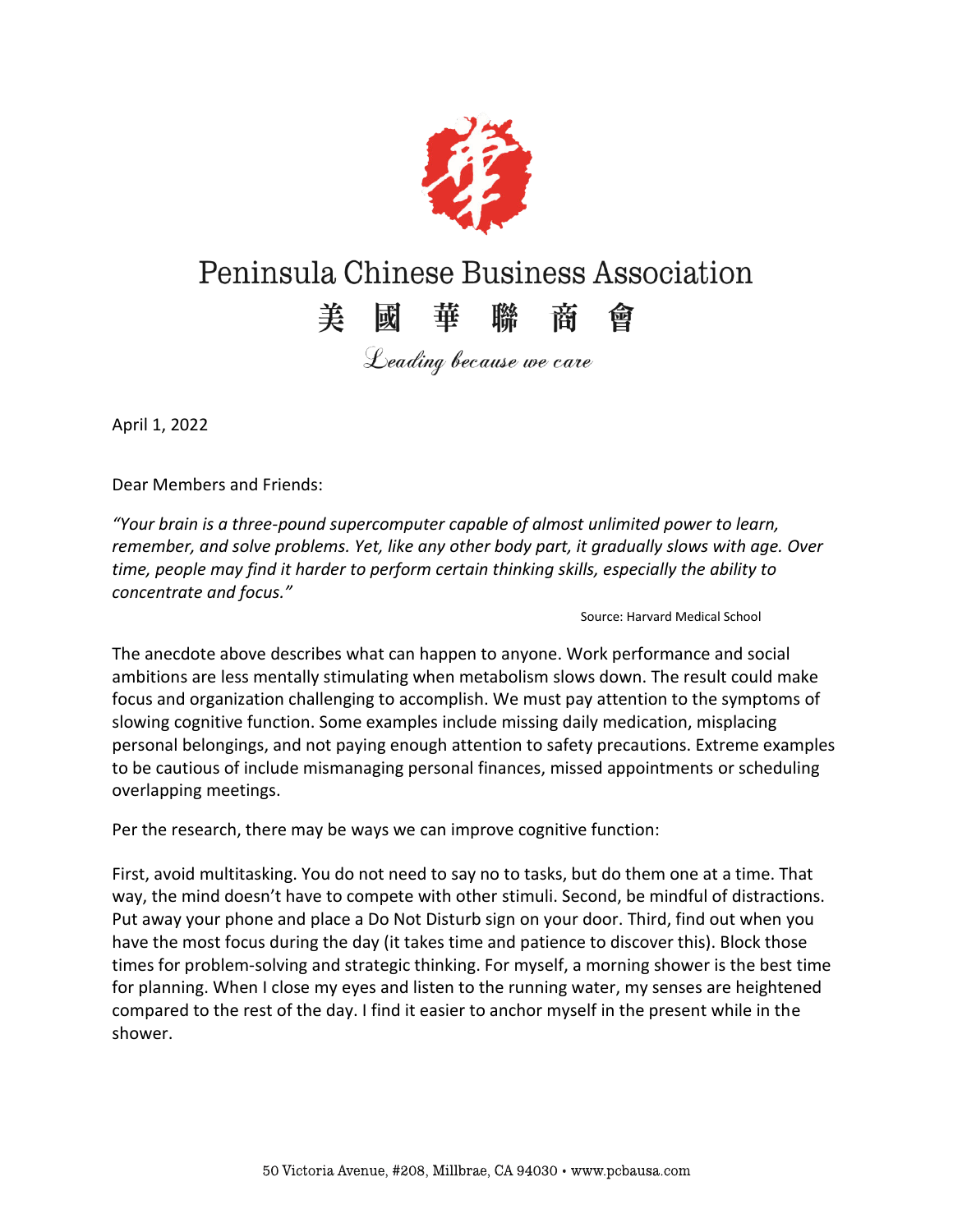# Peninsula Chinese Business Association

美 國 華 聯 商 會

*Leading because we care*

April 1, 2022

Dear Members and Friends:

*"Your brain is a three-pound supercomputer capable of almost unlimited power to learn, remember, and solve problems. Yet, like any other body part, it gradually slows with age. Over time, people may find it harder to perform certain thinking skills, especially the ability to concentrate and focus."*

Source: Harvard Medical School

The anecdote above describes what can happen to anyone. Work performance and social ambitions are less mentally stimulating when metabolism slows down. The result could make focus and organization challenging to accomplish. We must pay attention to the symptoms of slowing cognitive function. Some examples include missing daily medication, misplacing personal belongings, and not paying enough attention to safety precautions. Extreme examples to be cautious of include mismanaging personal finances, missed appointments or scheduling overlapping meetings.

Per the research, there may be ways we can improve cognitive function:

First, avoid multitasking. You do not need to say no to tasks, but do them one at a time. That way, the mind doesn't have to compete with other stimuli. Second, be mindful of distractions. Put away your phone and place a Do Not Disturb sign on your door. Third, find out when you have the most focus during the day (it takes time and patience to discover this). Block those times for problem-solving and strategic thinking. For myself, a morning shower is the best time for planning. When I close my eyes and listen to the running water, my senses are heightened compared to the rest of the day. I find it easier to anchor myself in the present while in the shower.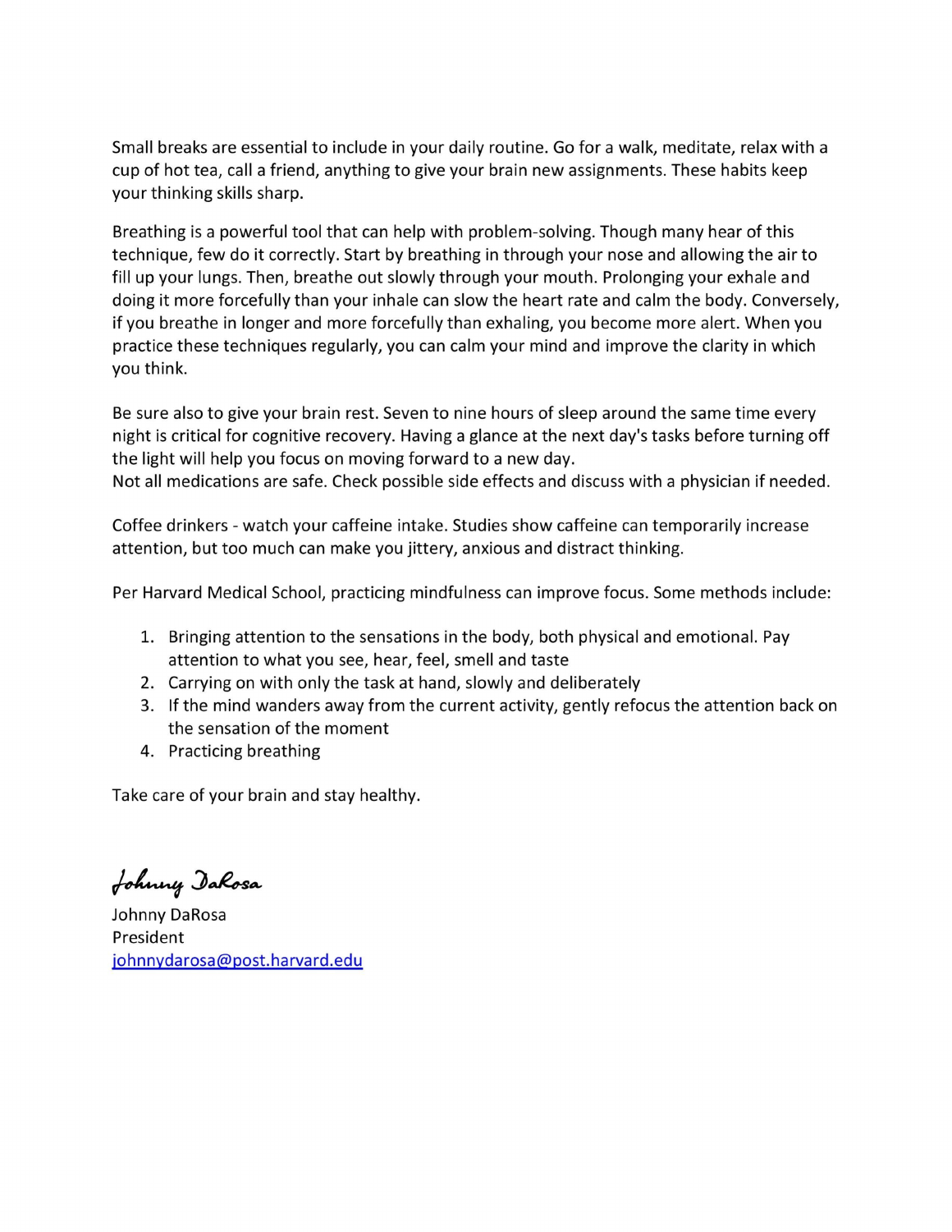Small breaks are essential to include in your daily routine. Go for a walk, meditate, relax with a cup of hot tea, call a friend, anything to give your brain new assignments. These habits keep your thinking skills sharp.

Breathing is a powerful tool that can help with problem-solving. Though many hear of this technique, few do it correctly. Start by breathing in through your nose and allowing the air to fill up your lungs. Then, breathe out slowly through your mouth. Prolonging your exhale and doing it more forcefully than your inhale can slow the heart rate and calm the body. Conversely, if you breathe in longer and more forcefully than exhaling, you become more alert. When you practice these techniques regularly, you can calm your mind and improve the clarity in which you think.

Be sure also to give your brain rest. Seven to nine hours of sleep around the same time every night is critical for cognitive recovery. Having a glance at the next day's tasks before turning off the light will help you focus on moving forward to a new day.
Not all medications are safe. Check possible side effects and discuss with a physician if needed.

Coffee drinkers - watch your caffeine intake. Studies show caffeine can temporarily increase attention, but too much can make you jittery, anxious and distract thinking.

Per Harvard Medical School, practicing mindfulness can improve focus. Some methods include:

1. Bringing attention to the sensations in the body, both physical and emotional. Pay attention to what you see, hear, feel, smell and taste
2. Carrying on with only the task at hand, slowly and deliberately
3. If the mind wanders away from the current activity, gently refocus the attention back on the sensation of the moment
4. Practicing breathing

Take care of your brain and stay healthy.

*Johnny DaRosa*

Johnny DaRosa
President
johnnydarosa@post.harvard.edu